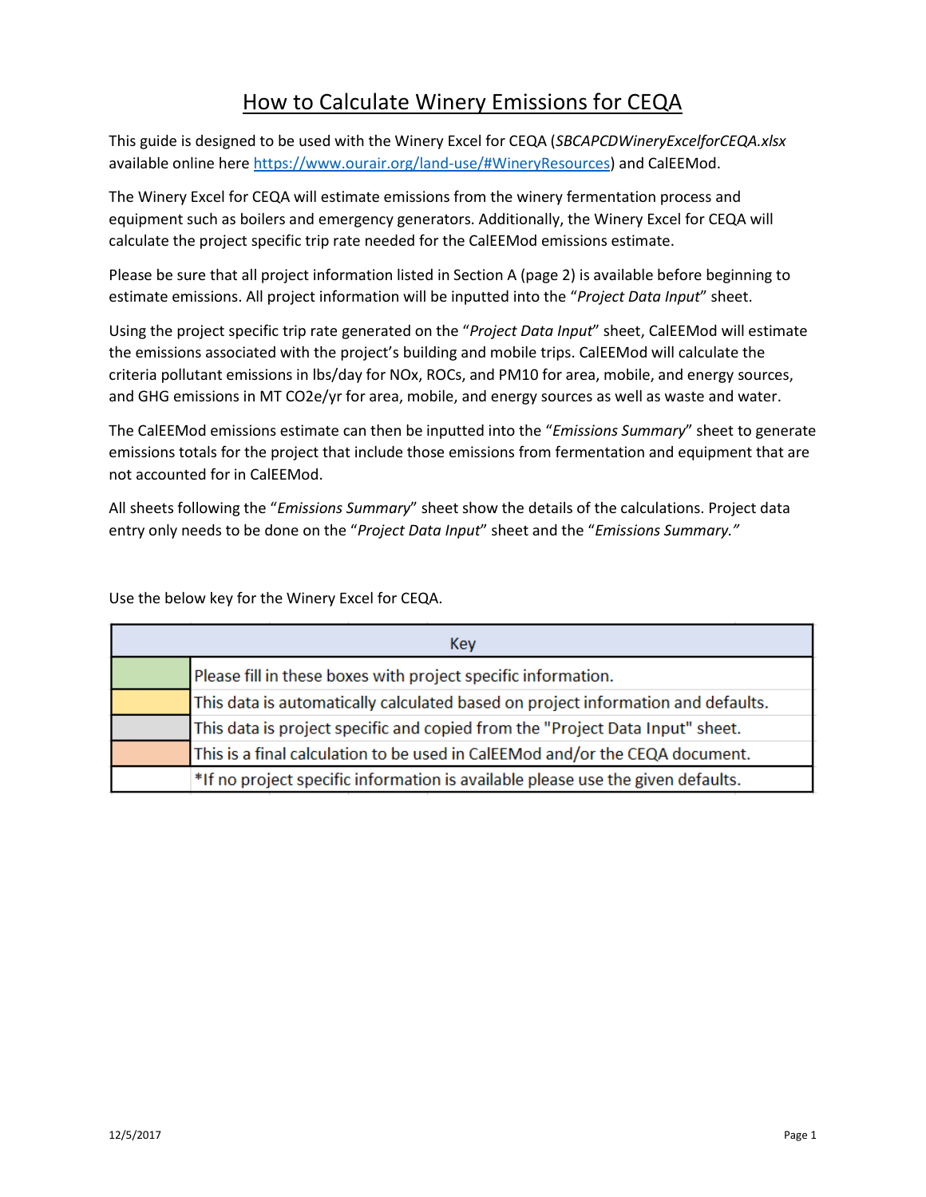# How to Calculate Winery Emissions for CEQA

This guide is designed to be used with the Winery Excel for CEQA (*SBCAPCDWineryExcelforCEQA.xlsx* available online here https://www.ourair.org/land-use/#WineryResources) and CalEEMod.

The Winery Excel for CEQA will estimate emissions from the winery fermentation process and equipment such as boilers and emergency generators. Additionally, the Winery Excel for CEQA will calculate the project specific trip rate needed for the CalEEMod emissions estimate.

Please be sure that all project information listed in Section A (page 2) is available before beginning to estimate emissions. All project information will be inputted into the "*Project Data Input*" sheet.

Using the project specific trip rate generated on the "*Project Data Input*" sheet, CalEEMod will estimate the emissions associated with the project's building and mobile trips. CalEEMod will calculate the criteria pollutant emissions in lbs/day for NOx, ROCs, and PM10 for area, mobile, and energy sources, and GHG emissions in MT CO2e/yr for area, mobile, and energy sources as well as waste and water.

The CalEEMod emissions estimate can then be inputted into the "*Emissions Summary*" sheet to generate emissions totals for the project that include those emissions from fermentation and equipment that are not accounted for in CalEEMod.

All sheets following the "*Emissions Summary*" sheet show the details of the calculations. Project data entry only needs to be done on the "*Project Data Input*" sheet and the "*Emissions Summary.*"

Use the below key for the Winery Excel for CEQA.

| Key | |
|---|---|
| (Green) | Please fill in these boxes with project specific information. |
| (Yellow) | This data is automatically calculated based on project information and defaults. |
| (Gray) | This data is project specific and copied from the "Project Data Input" sheet. |
| (Orange) | This is a final calculation to be used in CalEEMod and/or the CEQA document. |
| | *If no project specific information is available please use the given defaults. |

12/5/2017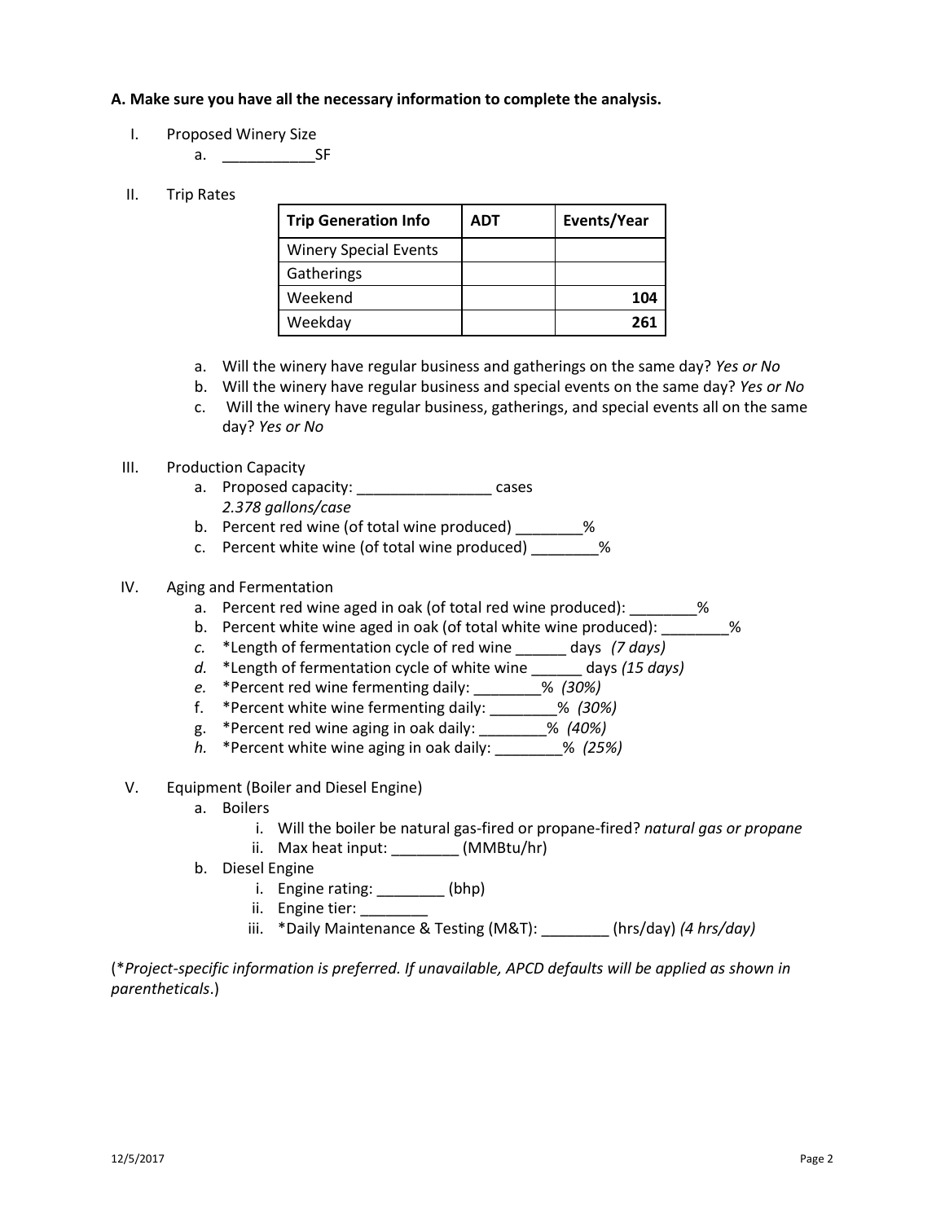**A. Make sure you have all the necessary information to complete the analysis.**

I. Proposed Winery Size
   a. ___________SF

II. Trip Rates

| Trip Generation Info | ADT | Events/Year |
|---|---|---|
| Winery Special Events | | |
| Gatherings | | |
| Weekend | | **104** |
| Weekday | | **261** |

   a. Will the winery have regular business and gatherings on the same day? *Yes or No*
   b. Will the winery have regular business and special events on the same day? *Yes or No*
   c. Will the winery have regular business, gatherings, and special events all on the same day? *Yes or No*

III. Production Capacity
   a. Proposed capacity: ________________ cases
      *2.378 gallons/case*
   b. Percent red wine (of total wine produced) ________%
   c. Percent white wine (of total wine produced) ________%

IV. Aging and Fermentation
   a. Percent red wine aged in oak (of total red wine produced): ________%
   b. Percent white wine aged in oak (of total white wine produced): ________%
   *c.* *Length of fermentation cycle of red wine ______ days *(7 days)*
   *d.* *Length of fermentation cycle of white wine ______ days *(15 days)*
   *e.* *Percent red wine fermenting daily: ________% *(30%)*
   f. *Percent white wine fermenting daily: ________% *(30%)*
   g. *Percent red wine aging in oak daily: ________% *(40%)*
   *h.* *Percent white wine aging in oak daily: ________% *(25%)*

V. Equipment (Boiler and Diesel Engine)
   a. Boilers
      i. Will the boiler be natural gas-fired or propane-fired? *natural gas or propane*
      ii. Max heat input: ________ (MMBtu/hr)
   b. Diesel Engine
      i. Engine rating: ________ (bhp)
      ii. Engine tier: ________
      iii. *Daily Maintenance & Testing (M&T): ________ (hrs/day) *(4 hrs/day)*

(**Project-specific information is preferred. If unavailable, APCD defaults will be applied as shown in parentheticals*.)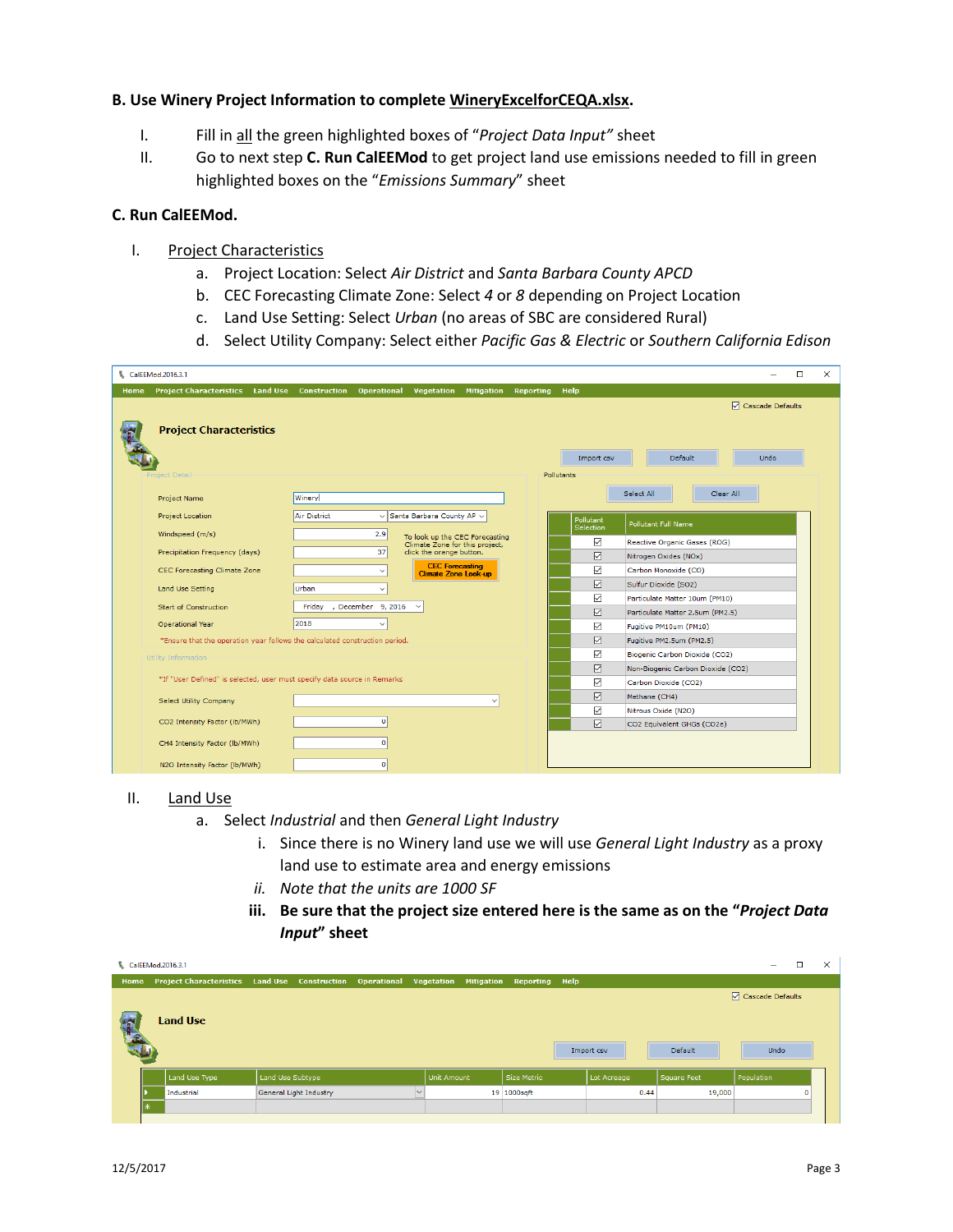**B. Use Winery Project Information to complete WineryExcelforCEQA.xlsx.**

I. Fill in all the green highlighted boxes of "*Project Data Input"* sheet

II. Go to next step **C. Run CalEEMod** to get project land use emissions needed to fill in green highlighted boxes on the "*Emissions Summary*" sheet

**C. Run CalEEMod.**

I. Project Characteristics

a. Project Location: Select *Air District* and *Santa Barbara County APCD*

b. CEC Forecasting Climate Zone: Select *4* or *8* depending on Project Location

c. Land Use Setting: Select *Urban* (no areas of SBC are considered Rural)

d. Select Utility Company: Select either *Pacific Gas & Electric* or *Southern California Edison*

II. Land Use

a. Select *Industrial* and then *General Light Industry*

i. Since there is no Winery land use we will use *General Light Industry* as a proxy land use to estimate area and energy emissions

ii. *Note that the units are 1000 SF*

iii. **Be sure that the project size entered here is the same as on the "*Project Data Input*" sheet**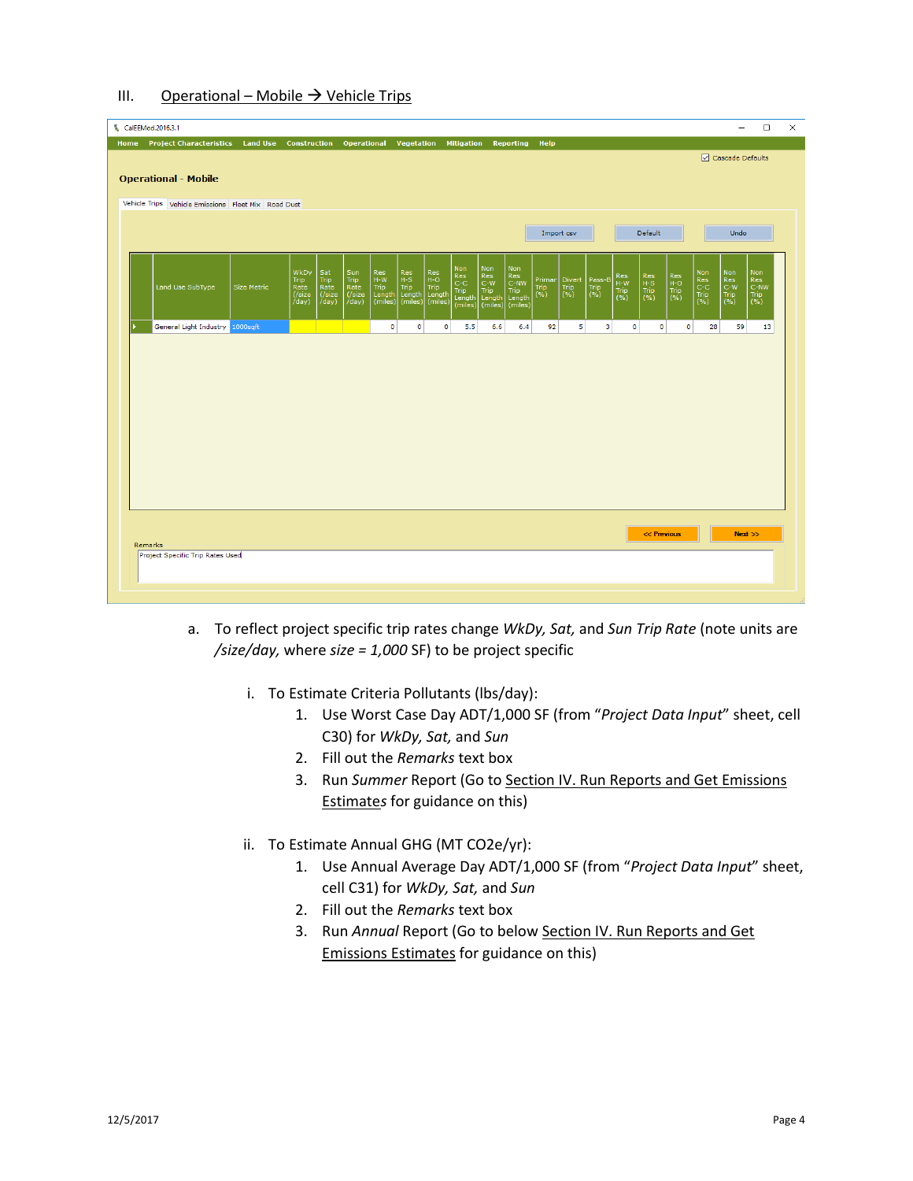III. Operational – Mobile → Vehicle Trips

a. To reflect project specific trip rates change *WkDy, Sat,* and *Sun Trip Rate* (note units are */size/day,* where *size = 1,000* SF) to be project specific

   i. To Estimate Criteria Pollutants (lbs/day):
      1. Use Worst Case Day ADT/1,000 SF (from "*Project Data Input*" sheet, cell C30) for *WkDy, Sat,* and *Sun*
      2. Fill out the *Remarks* text box
      3. Run *Summer* Report (Go to Section IV. Run Reports and Get Emissions Estimates for guidance on this)

   ii. To Estimate Annual GHG (MT CO2e/yr):
      1. Use Annual Average Day ADT/1,000 SF (from "*Project Data Input*" sheet, cell C31) for *WkDy, Sat,* and *Sun*
      2. Fill out the *Remarks* text box
      3. Run *Annual* Report (Go to below Section IV. Run Reports and Get Emissions Estimates for guidance on this)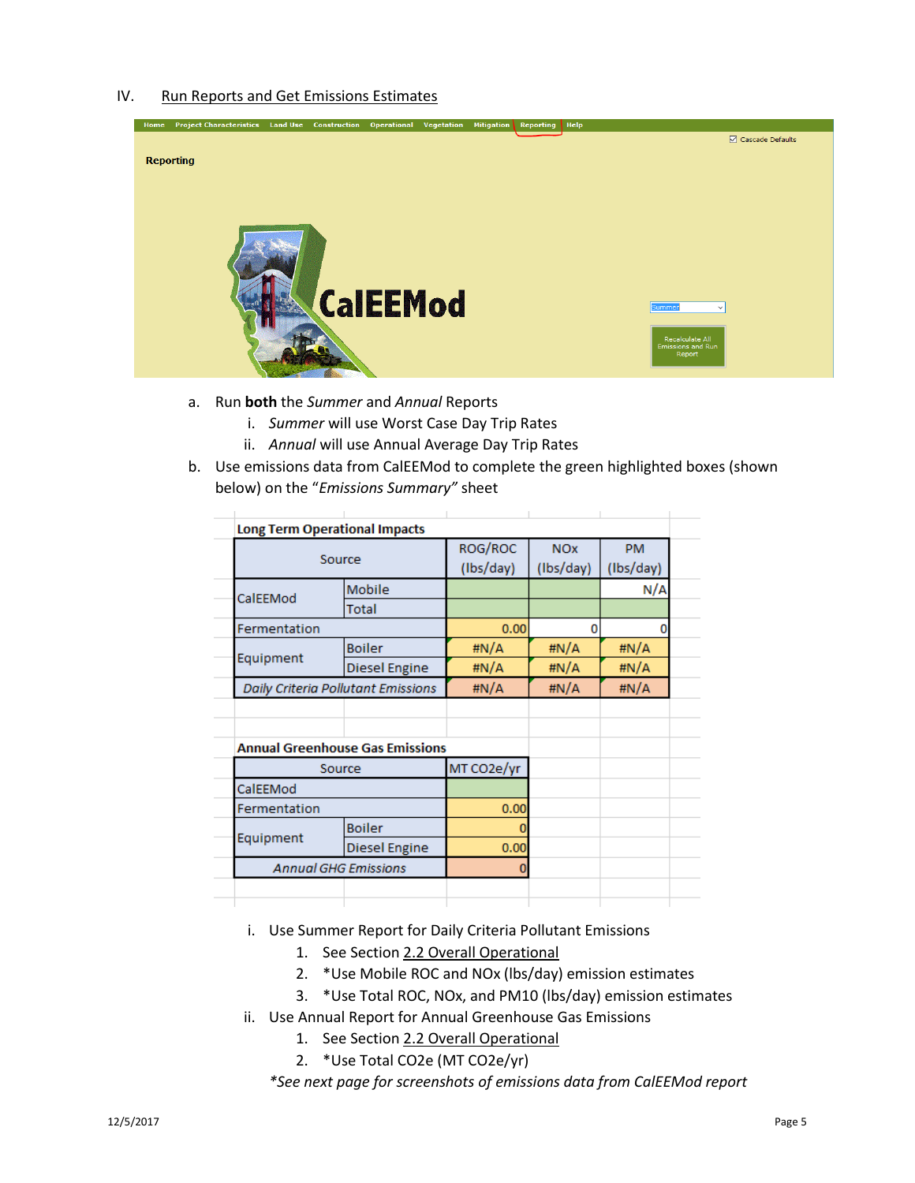IV. Run Reports and Get Emissions Estimates

a. Run **both** the *Summer* and *Annual* Reports
   i. *Summer* will use Worst Case Day Trip Rates
   ii. *Annual* will use Annual Average Day Trip Rates

b. Use emissions data from CalEEMod to complete the green highlighted boxes (shown below) on the "*Emissions Summary*" sheet

**Long Term Operational Impacts**

| Source | | ROG/ROC (lbs/day) | NOx (lbs/day) | PM (lbs/day) |
|---|---|---|---|---|
| CalEEMod | Mobile | | | N/A |
| | Total | | | |
| Fermentation | | 0.00 | 0 | 0 |
| Equipment | Boiler | #N/A | #N/A | #N/A |
| | Diesel Engine | #N/A | #N/A | #N/A |
| *Daily Criteria Pollutant Emissions* | | #N/A | #N/A | #N/A |

**Annual Greenhouse Gas Emissions**

| Source | | MT CO2e/yr |
|---|---|---|
| CalEEMod | | |
| Fermentation | | 0.00 |
| Equipment | Boiler | 0 |
| | Diesel Engine | 0.00 |
| *Annual GHG Emissions* | | 0 |

i. Use Summer Report for Daily Criteria Pollutant Emissions
   1. See Section 2.2 Overall Operational
   2. *Use Mobile ROC and NOx (lbs/day) emission estimates
   3. *Use Total ROC, NOx, and PM10 (lbs/day) emission estimates

ii. Use Annual Report for Annual Greenhouse Gas Emissions
   1. See Section 2.2 Overall Operational
   2. *Use Total CO2e (MT CO2e/yr)

*\*See next page for screenshots of emissions data from CalEEMod report*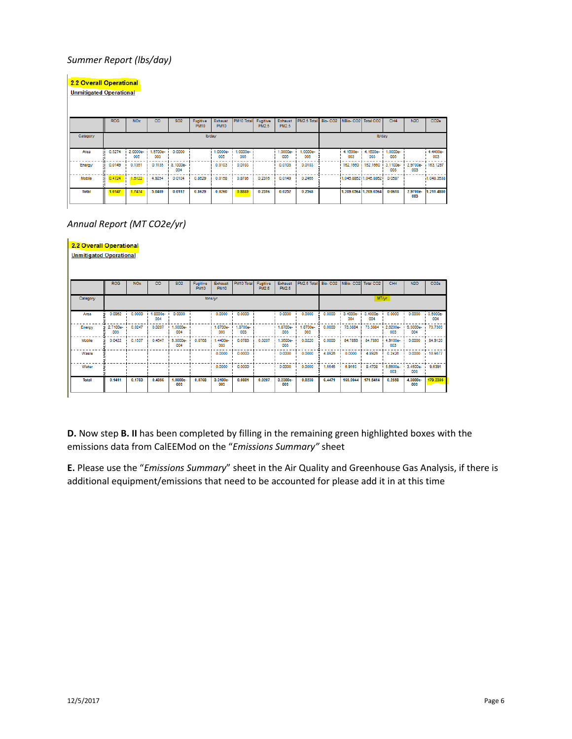*Summer Report (lbs/day)*

**2.2 Overall Operational**

Unmitigated Operational

| | ROG | NOx | CO | SO2 | Fugitive PM10 | Exhaust PM10 | PM10 Total | Fugitive PM2.5 | Exhaust PM2.5 | PM2.5 Total | Bio- CO2 | NBio- CO2 | Total CO2 | CH4 | N2O | CO2e |
|---|---|---|---|---|---|---|---|---|---|---|---|---|---|---|---|---|
| Category | lb/day | | | | | | | | | | lb/day | | | | | |
| Area | 0.5274 | 2.0000e-005 | 1.5700e-003 | 0.0000 | | 1.0000e-005 | 1.0000e-005 | | 1.0000e-005 | 1.0000e-005 | | 4.1600e-003 | 4.1600e-003 | 1.0000e-005 | | 4.4400e-003 |
| Energy | 0.0149 | 0.1351 | 0.1135 | 8.1000e-004 | | 0.0103 | 0.0103 | | 0.0103 | 0.0103 | | 162.1660 | 162.1660 | 3.1100e-003 | 2.9700e-003 | 163.1297 |
| Mobile | 0.4724 | 1.6122 | 4.9234 | 0.0104 | 0.8629 | 0.0158 | 0.8786 | 0.2316 | 0.0149 | 0.2465 | | 1,046.8862 | 1,046.8862 | 0.0587 | | 1,048.3538 |
| Total | 1.0147 | 1.7474 | 5.0409 | 0.0112 | 0.8629 | 0.0260 | 0.8889 | 0.2316 | 0.0252 | 0.2568 | | 1,209.0564 | 1,209.0564 | 0.0618 | 2.9700e-003 | 1,211.4880 |

*Annual Report (MT CO2e/yr)*

**2.2 Overall Operational**

Unmitigated Operational

| | ROG | NOx | CO | SO2 | Fugitive PM10 | Exhaust PM10 | PM10 Total | Fugitive PM2.5 | Exhaust PM2.5 | PM2.5 Total | Bio- CO2 | NBio- CO2 | Total CO2 | CH4 | N2O | CO2e |
|---|---|---|---|---|---|---|---|---|---|---|---|---|---|---|---|---|
| Category | tons/yr | | | | | | | | | | MT/yr | | | | | |
| Area | 0.0962 | 0.0000 | 1.6000e-004 | 0.0000 | | 0.0000 | 0.0000 | | 0.0000 | 0.0000 | 0.0000 | 3.4000e-004 | 3.4000e-004 | 0.0000 | 0.0000 | 3.6000e-004 |
| Energy | 2.7100e-003 | 0.0247 | 0.0207 | 1.5000e-004 | | 1.8700e-003 | 1.8700e-003 | | 1.8700e-003 | 1.8700e-003 | 0.0000 | 73.3864 | 73.3864 | 2.8200e-003 | 5.3000e-004 | 73.7303 |
| Mobile | 0.0422 | 0.1537 | 0.4647 | 9.3000e-004 | 0.0768 | 1.4400e-003 | 0.0783 | 0.0207 | 1.3600e-003 | 0.0220 | 0.0000 | 84.7893 | 84.7893 | 4.9100e-003 | 0.0000 | 84.9120 |
| Waste | | | | | | 0.0000 | 0.0000 | | 0.0000 | 0.0000 | 4.8926 | 0.0000 | 4.8926 | 0.2426 | 0.0000 | 10.9577 |
| Water | | | | | | 0.0000 | 0.0000 | | 0.0000 | 0.0000 | 1.5545 | 6.9163 | 8.4708 | 5.5600e-003 | 3.4500e-003 | 9.6391 |
| Total | 0.1411 | 0.1783 | 0.4856 | 1.0800e-003 | 0.0768 | 3.3100e-003 | 0.0801 | 0.0207 | 3.2300e-003 | 0.0239 | 6.4471 | 165.0944 | 171.5414 | 0.2558 | 4.3800e-003 | 179.2395 |

**D.** Now step **B. II** has been completed by filling in the remaining green highlighted boxes with the emissions data from CalEEMod on the "*Emissions Summary"* sheet

**E.** Please use the "*Emissions Summary*" sheet in the Air Quality and Greenhouse Gas Analysis, if there is additional equipment/emissions that need to be accounted for please add it in at this time